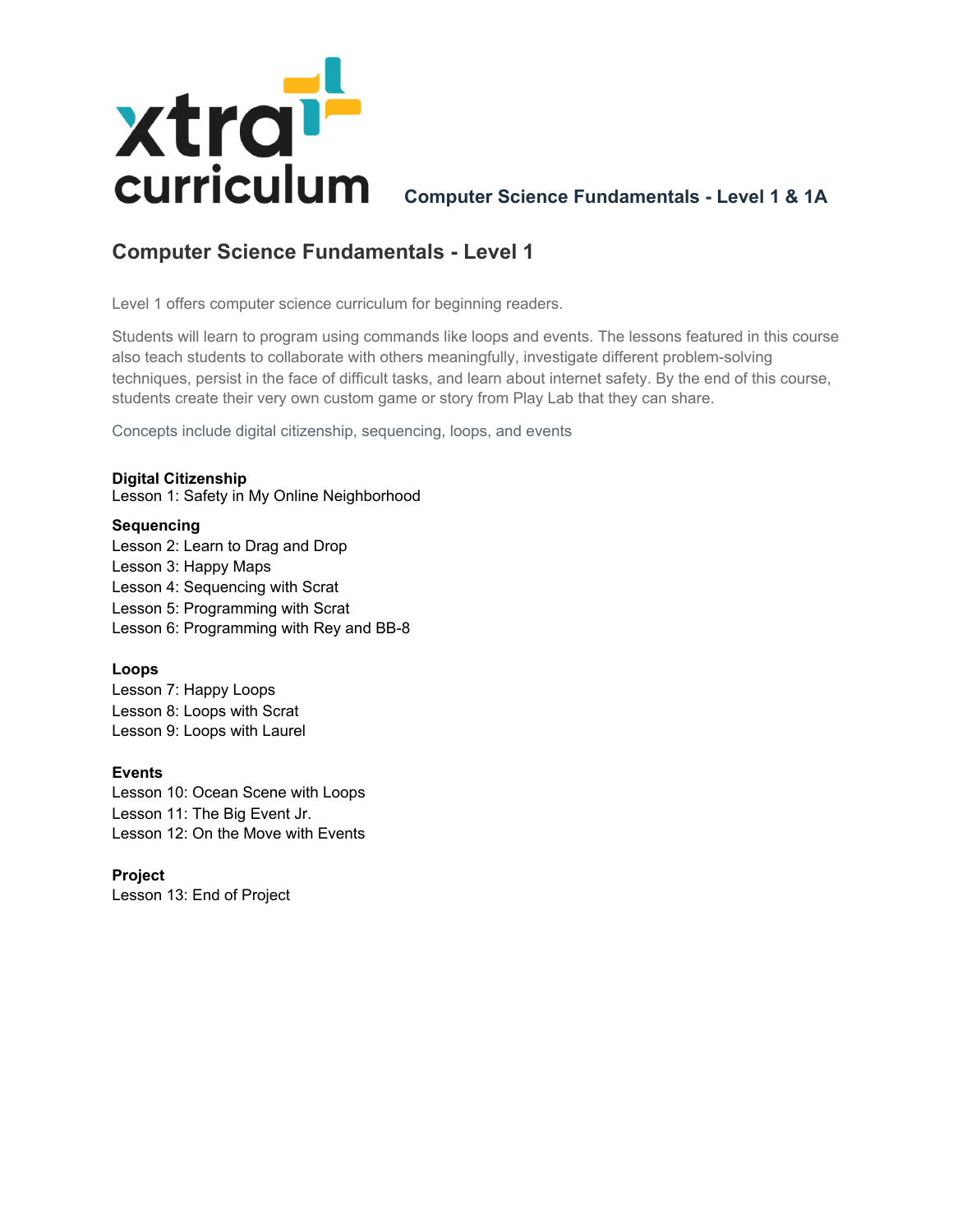xtra curriculum **Computer Science Fundamentals - Level 1 & 1A**

## Computer Science Fundamentals - Level 1

Level 1 offers computer science curriculum for beginning readers.

Students will learn to program using commands like loops and events. The lessons featured in this course also teach students to collaborate with others meaningfully, investigate different problem-solving techniques, persist in the face of difficult tasks, and learn about internet safety. By the end of this course, students create their very own custom game or story from Play Lab that they can share.

Concepts include digital citizenship, sequencing, loops, and events

**Digital Citizenship**
Lesson 1: Safety in My Online Neighborhood

**Sequencing**
Lesson 2: Learn to Drag and Drop
Lesson 3: Happy Maps
Lesson 4: Sequencing with Scrat
Lesson 5: Programming with Scrat
Lesson 6: Programming with Rey and BB-8

**Loops**
Lesson 7: Happy Loops
Lesson 8: Loops with Scrat
Lesson 9: Loops with Laurel

**Events**
Lesson 10: Ocean Scene with Loops
Lesson 11: The Big Event Jr.
Lesson 12: On the Move with Events

**Project**
Lesson 13: End of Project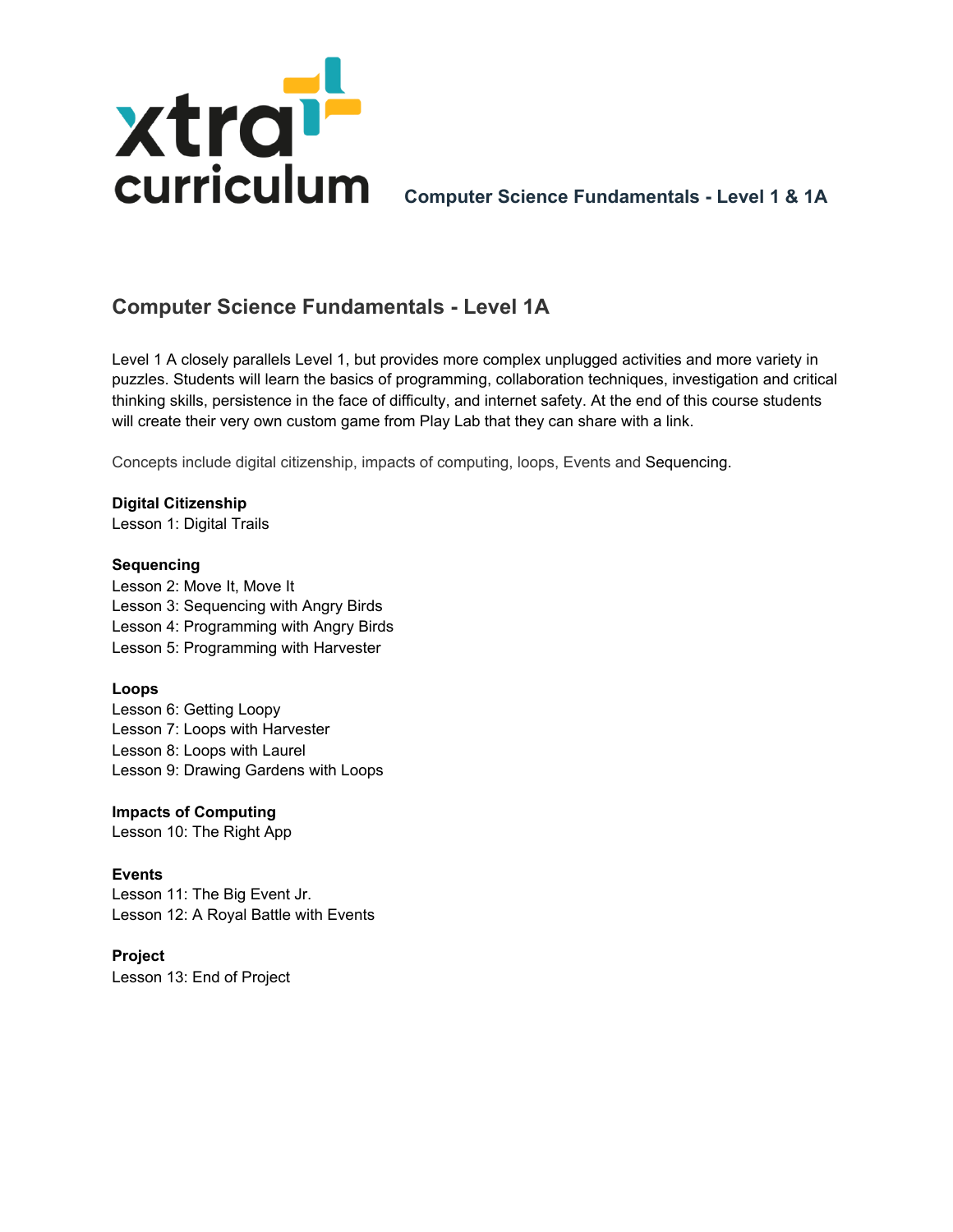## Computer Science Fundamentals - Level 1A

Level 1 A closely parallels Level 1, but provides more complex unplugged activities and more variety in puzzles. Students will learn the basics of programming, collaboration techniques, investigation and critical thinking skills, persistence in the face of difficulty, and internet safety. At the end of this course students will create their very own custom game from Play Lab that they can share with a link.

Concepts include digital citizenship, impacts of computing, loops, Events and Sequencing.

**Digital Citizenship**
Lesson 1: Digital Trails

**Sequencing**
Lesson 2: Move It, Move It
Lesson 3: Sequencing with Angry Birds
Lesson 4: Programming with Angry Birds
Lesson 5: Programming with Harvester

**Loops**
Lesson 6: Getting Loopy
Lesson 7: Loops with Harvester
Lesson 8: Loops with Laurel
Lesson 9: Drawing Gardens with Loops

**Impacts of Computing**
Lesson 10: The Right App

**Events**
Lesson 11: The Big Event Jr.
Lesson 12: A Royal Battle with Events

**Project**
Lesson 13: End of Project